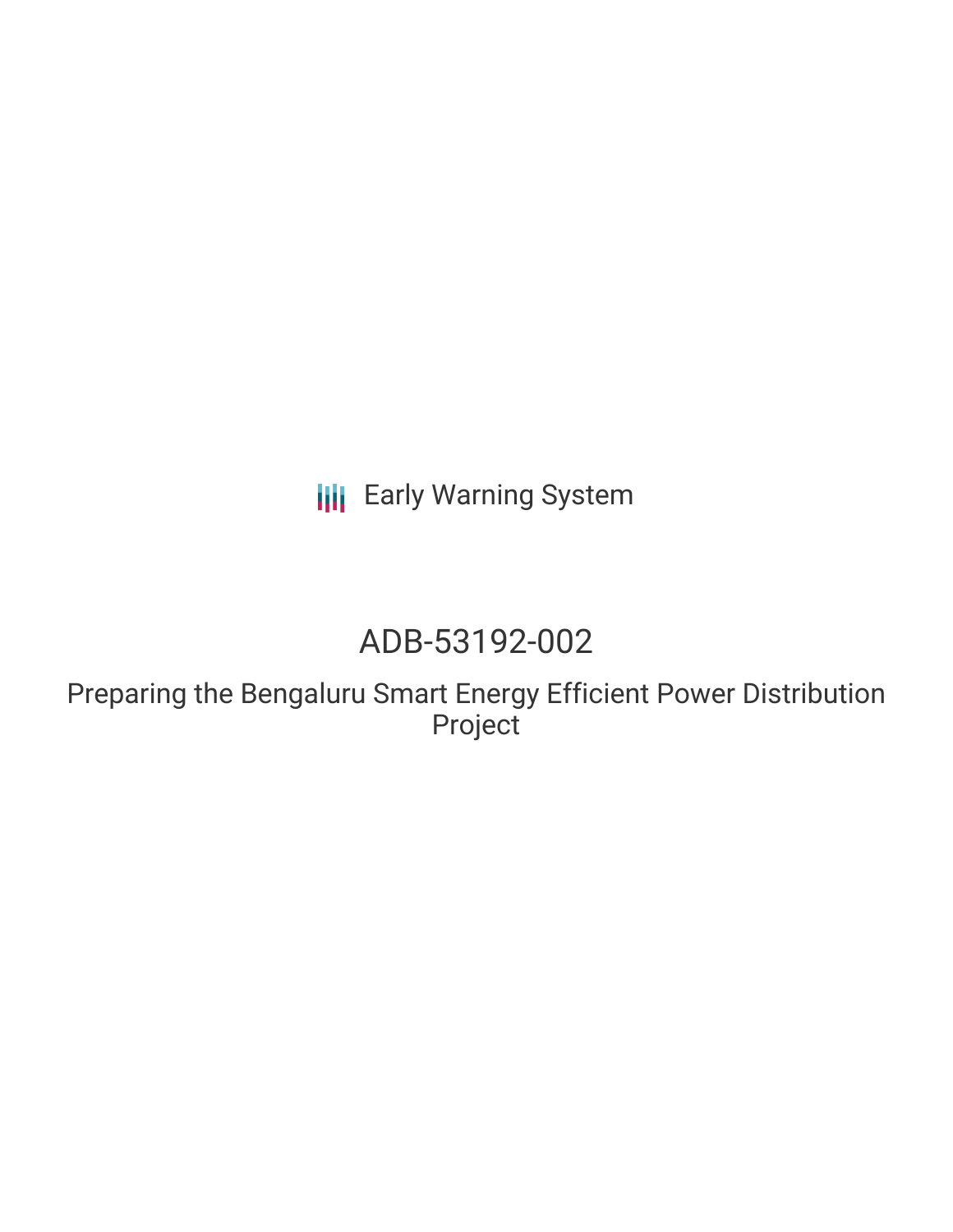Early Warning System

# ADB-53192-002

## Preparing the Bengaluru Smart Energy Efficient Power Distribution Project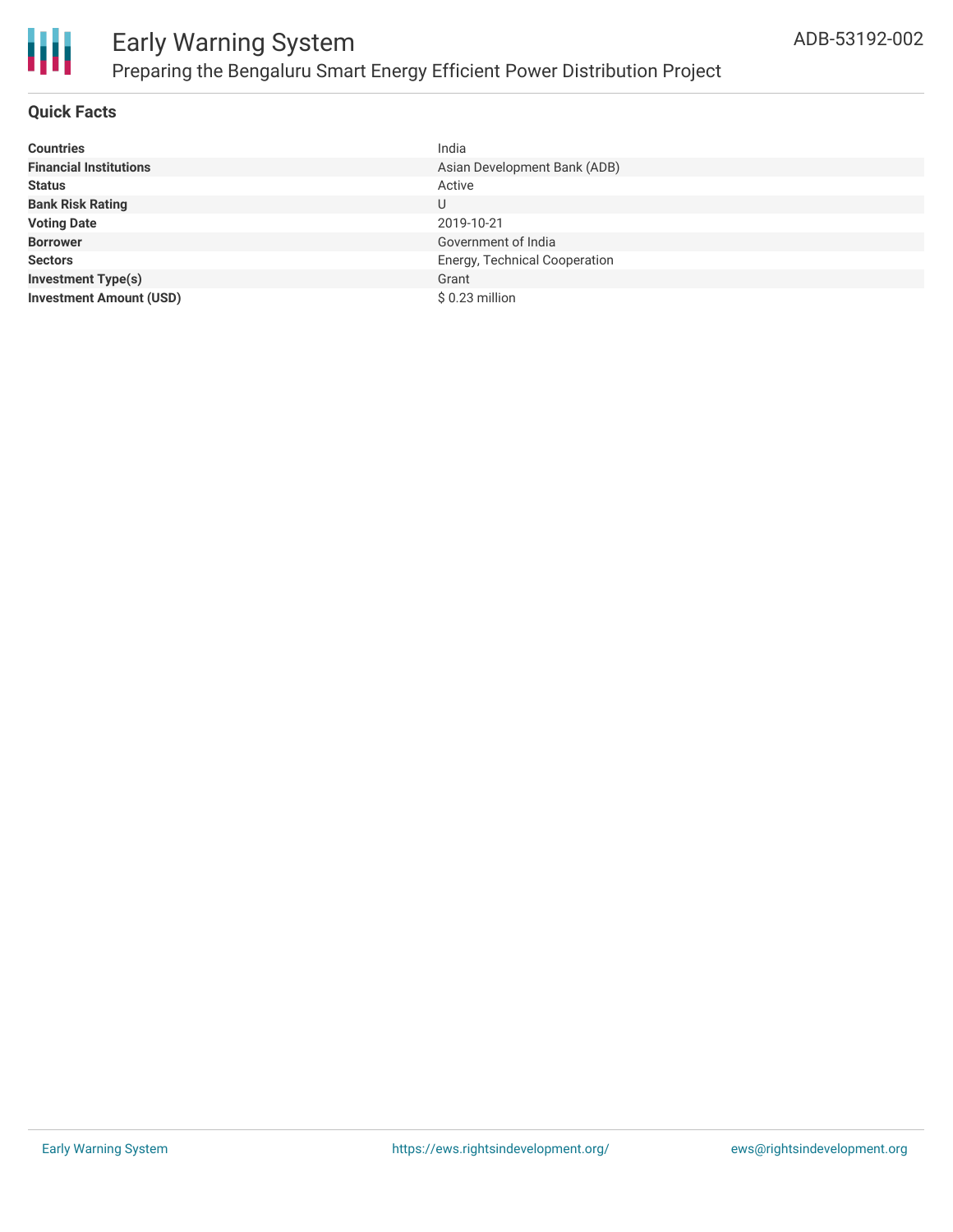# Early Warning System

## Preparing the Bengaluru Smart Energy Efficient Power Distribution Project

ADB-53192-002

### Quick Facts

| | |
|---|---|
| **Countries** | India |
| **Financial Institutions** | Asian Development Bank (ADB) |
| **Status** | Active |
| **Bank Risk Rating** | U |
| **Voting Date** | 2019-10-21 |
| **Borrower** | Government of India |
| **Sectors** | Energy, Technical Cooperation |
| **Investment Type(s)** | Grant |
| **Investment Amount (USD)** | $ 0.23 million |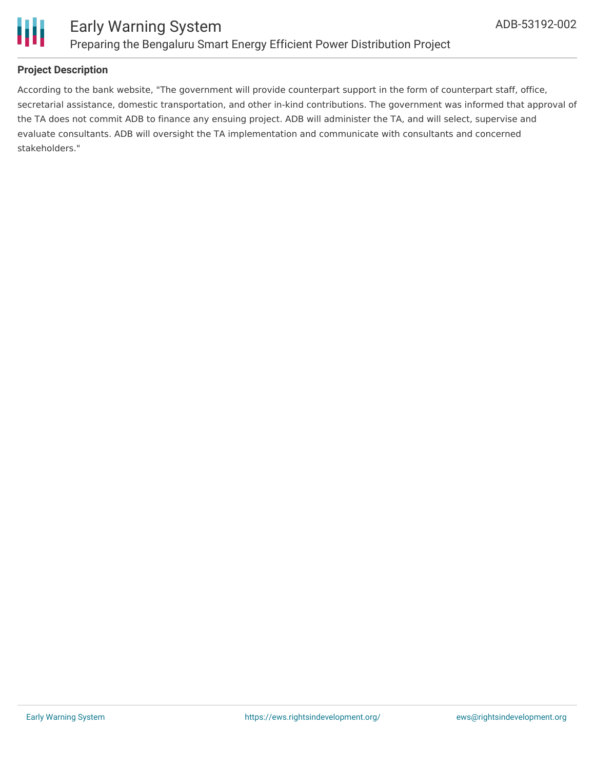### Project Description

According to the bank website, "The government will provide counterpart support in the form of counterpart staff, office, secretarial assistance, domestic transportation, and other in-kind contributions. The government was informed that approval of the TA does not commit ADB to finance any ensuing project. ADB will administer the TA, and will select, supervise and evaluate consultants. ADB will oversight the TA implementation and communicate with consultants and concerned stakeholders."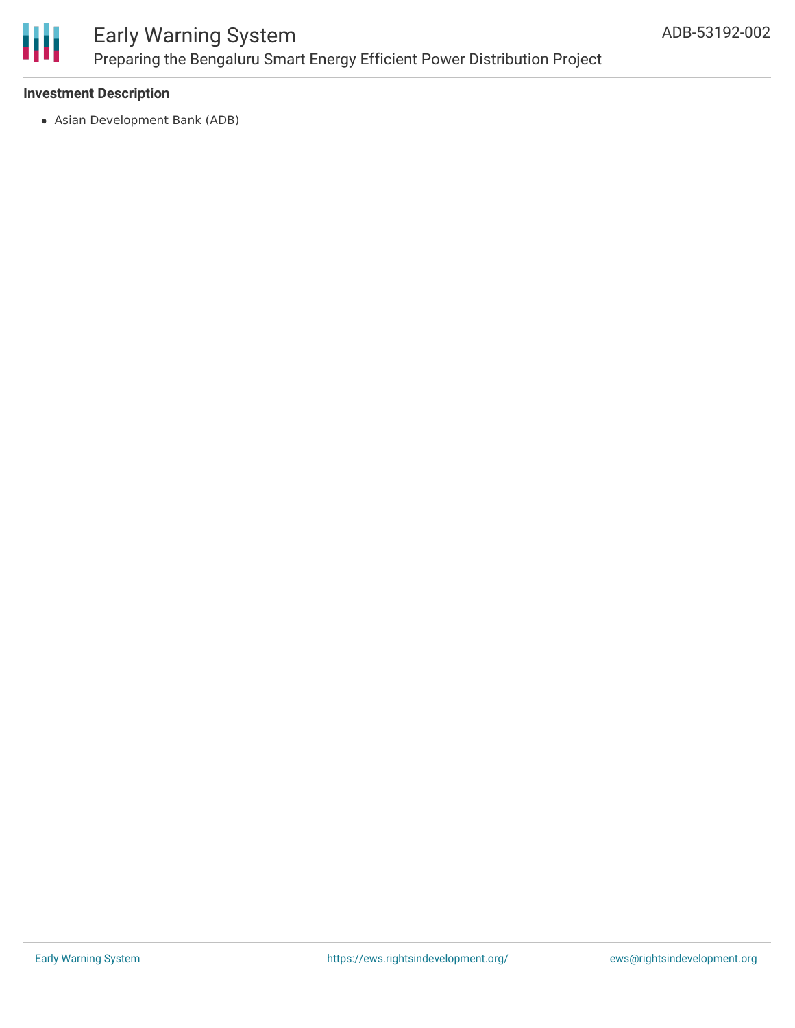### Investment Description

- Asian Development Bank (ADB)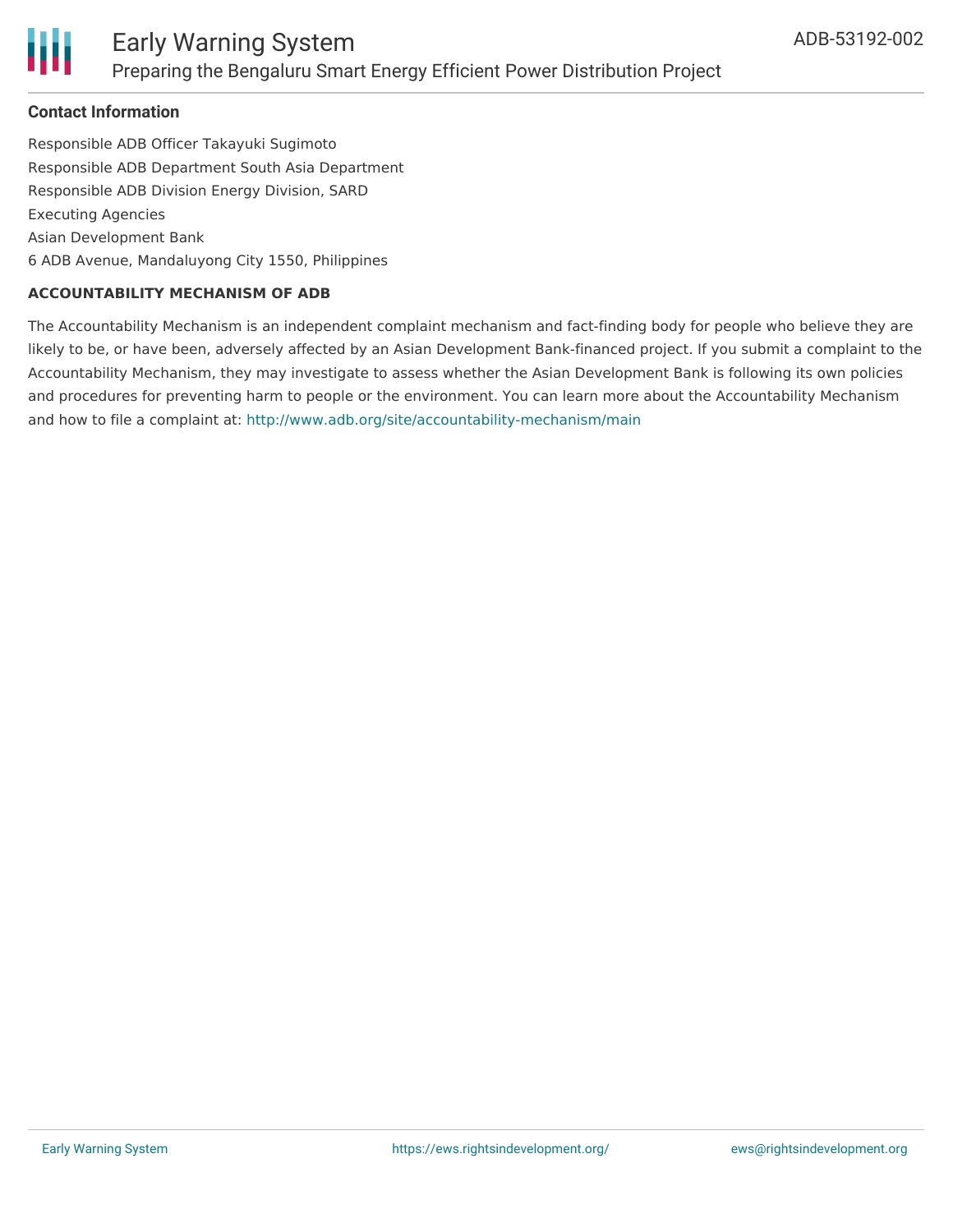**Contact Information**

Responsible ADB Officer Takayuki Sugimoto
Responsible ADB Department South Asia Department
Responsible ADB Division Energy Division, SARD
Executing Agencies
Asian Development Bank
6 ADB Avenue, Mandaluyong City 1550, Philippines

**ACCOUNTABILITY MECHANISM OF ADB**

The Accountability Mechanism is an independent complaint mechanism and fact-finding body for people who believe they are likely to be, or have been, adversely affected by an Asian Development Bank-financed project. If you submit a complaint to the Accountability Mechanism, they may investigate to assess whether the Asian Development Bank is following its own policies and procedures for preventing harm to people or the environment. You can learn more about the Accountability Mechanism and how to file a complaint at: http://www.adb.org/site/accountability-mechanism/main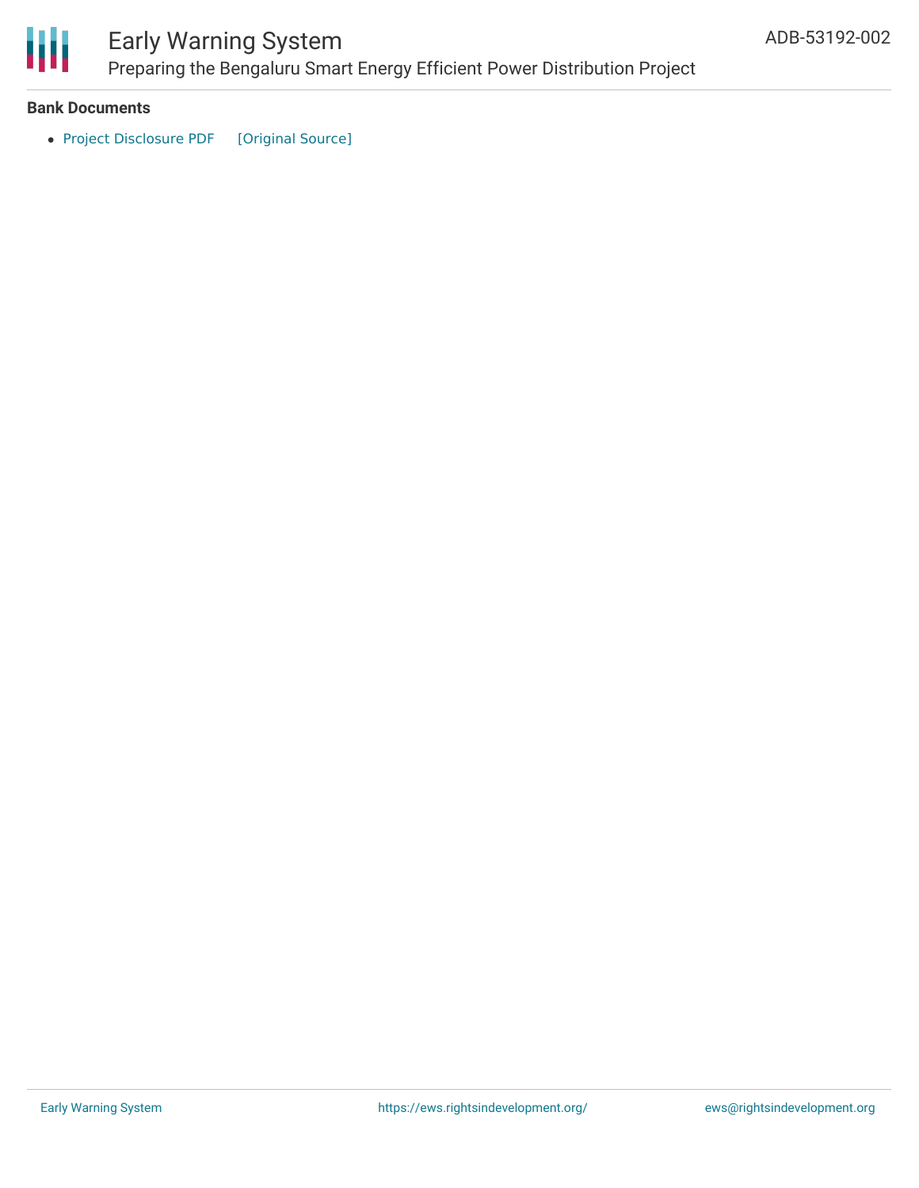**Bank Documents**

- Project Disclosure PDF [Original Source]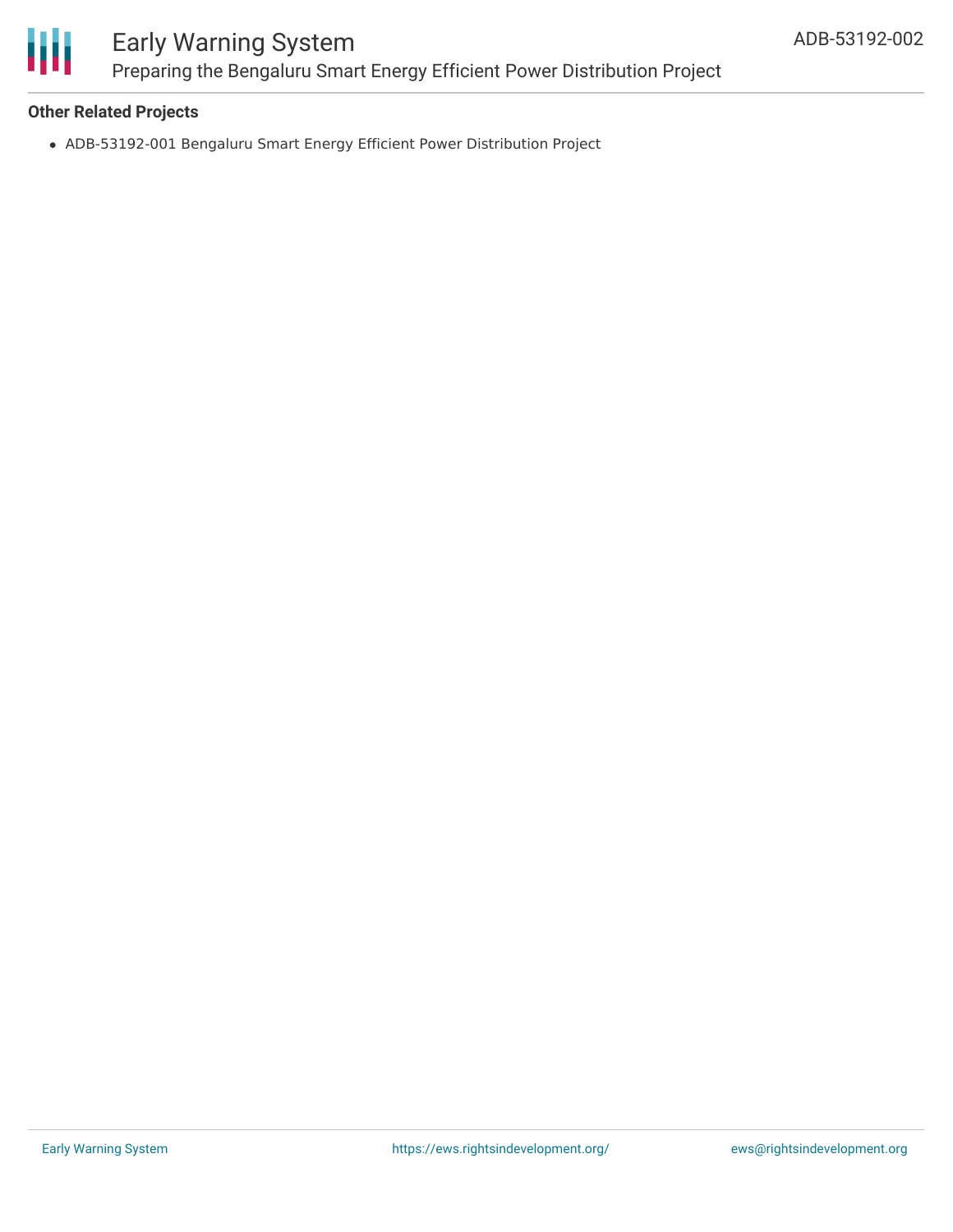**Other Related Projects**

- ADB-53192-001 Bengaluru Smart Energy Efficient Power Distribution Project